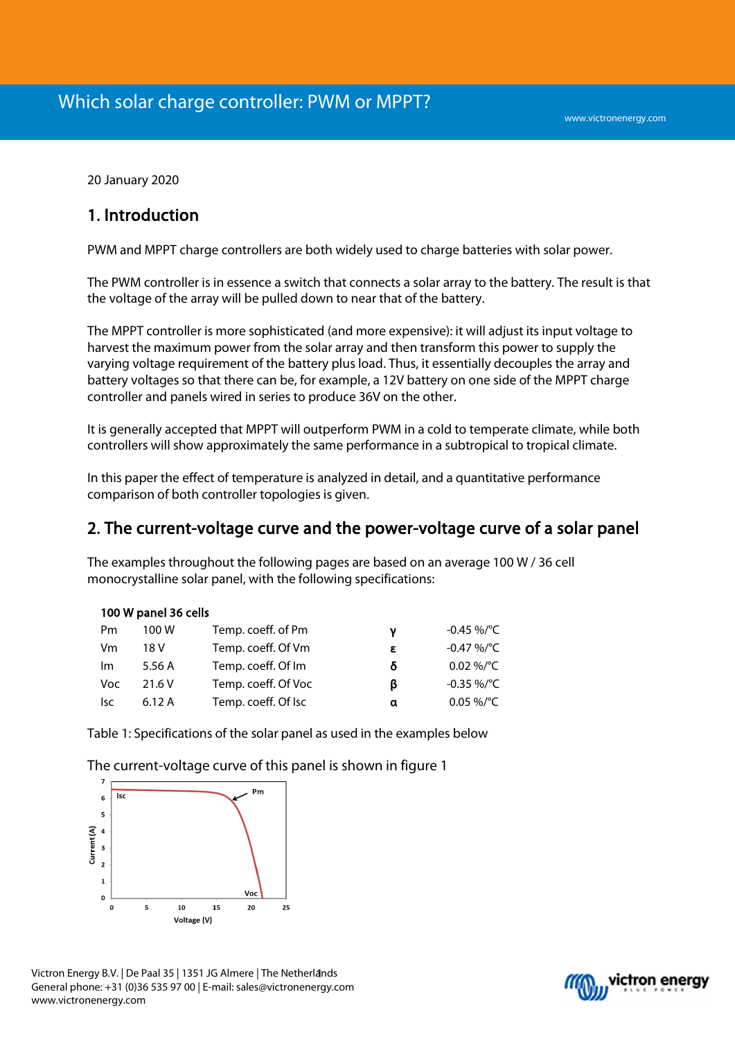# Which solar charge controller: PWM or MPPT?

20 January 2020

## 1. Introduction

PWM and MPPT charge controllers are both widely used to charge batteries with solar power.

The PWM controller is in essence a switch that connects a solar array to the battery. The result is that the voltage of the array will be pulled down to near that of the battery.

The MPPT controller is more sophisticated (and more expensive): it will adjust its input voltage to harvest the maximum power from the solar array and then transform this power to supply the varying voltage requirement of the battery plus load. Thus, it essentially decouples the array and battery voltages so that there can be, for example, a 12V battery on one side of the MPPT charge controller and panels wired in series to produce 36V on the other.

It is generally accepted that MPPT will outperform PWM in a cold to temperate climate, while both controllers will show approximately the same performance in a subtropical to tropical climate.

In this paper the effect of temperature is analyzed in detail, and a quantitative performance comparison of both controller topologies is given.

## 2. The current-voltage curve and the power-voltage curve of a solar panel

The examples throughout the following pages are based on an average 100 W / 36 cell monocrystalline solar panel, with the following specifications:

| 100 W panel 36 cells | | | | |
|---|---|---|---|---|
| Pm | 100 W | Temp. coeff. of Pm | γ | -0.45 %/°C |
| Vm | 18 V | Temp. coeff. Of Vm | ε | -0.47 %/°C |
| Im | 5.56 A | Temp. coeff. Of Im | δ | 0.02 %/°C |
| Voc | 21.6 V | Temp. coeff. Of Voc | β | -0.35 %/°C |
| Isc | 6.12 A | Temp. coeff. Of Isc | α | 0.05 %/°C |

Table 1: Specifications of the solar panel as used in the examples below

The current-voltage curve of this panel is shown in figure 1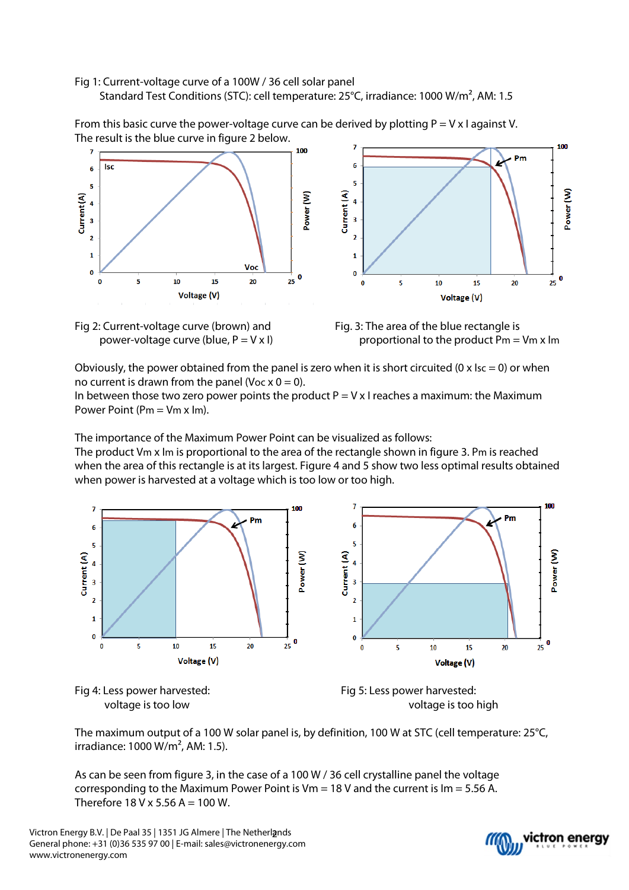Fig 1: Current-voltage curve of a 100W / 36 cell solar panel
Standard Test Conditions (STC): cell temperature: 25°C, irradiance: 1000 W/m², AM: 1.5

From this basic curve the power-voltage curve can be derived by plotting P = V x I against V.
The result is the blue curve in figure 2 below.

Fig 2: Current-voltage curve (brown) and power-voltage curve (blue, P = V x I)

Fig. 3: The area of the blue rectangle is proportional to the product Pm = Vm x Im

Obviously, the power obtained from the panel is zero when it is short circuited (0 x Isc = 0) or when no current is drawn from the panel (Voc x 0 = 0).
In between those two zero power points the product P = V x I reaches a maximum: the Maximum Power Point (Pm = Vm x Im).

The importance of the Maximum Power Point can be visualized as follows:
The product Vm x Im is proportional to the area of the rectangle shown in figure 3. Pm is reached when the area of this rectangle is at its largest. Figure 4 and 5 show two less optimal results obtained when power is harvested at a voltage which is too low or too high.

Fig 4: Less power harvested: voltage is too low

Fig 5: Less power harvested: voltage is too high

The maximum output of a 100 W solar panel is, by definition, 100 W at STC (cell temperature: 25°C, irradiance: 1000 W/m², AM: 1.5).

As can be seen from figure 3, in the case of a 100 W / 36 cell crystalline panel the voltage corresponding to the Maximum Power Point is Vm = 18 V and the current is Im = 5.56 A.
Therefore 18 V x 5.56 A = 100 W.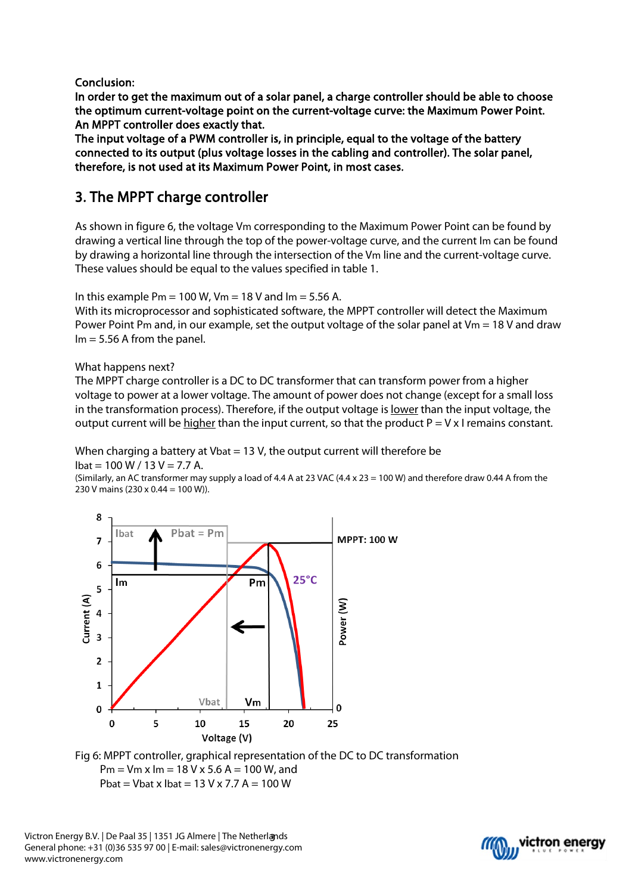**Conclusion:**
**In order to get the maximum out of a solar panel, a charge controller should be able to choose the optimum current-voltage point on the current-voltage curve: the Maximum Power Point. An MPPT controller does exactly that.**
**The input voltage of a PWM controller is, in principle, equal to the voltage of the battery connected to its output (plus voltage losses in the cabling and controller). The solar panel, therefore, is not used at its Maximum Power Point, in most cases.**

## 3. The MPPT charge controller

As shown in figure 6, the voltage $V_m$ corresponding to the Maximum Power Point can be found by drawing a vertical line through the top of the power-voltage curve, and the current $I_m$ can be found by drawing a horizontal line through the intersection of the $V_m$ line and the current-voltage curve. These values should be equal to the values specified in table 1.

In this example $P_m$ = 100 W, $V_m$ = 18 V and $I_m$ = 5.56 A.
With its microprocessor and sophisticated software, the MPPT controller will detect the Maximum Power Point $P_m$ and, in our example, set the output voltage of the solar panel at $V_m$ = 18 V and draw $I_m$ = 5.56 A from the panel.

What happens next?
The MPPT charge controller is a DC to DC transformer that can transform power from a higher voltage to power at a lower voltage. The amount of power does not change (except for a small loss in the transformation process). Therefore, if the output voltage is lower than the input voltage, the output current will be higher than the input current, so that the product P = V x I remains constant.

When charging a battery at $V_{bat}$ = 13 V, the output current will therefore be
$I_{bat}$ = 100 W / 13 V = 7.7 A.
(Similarly, an AC transformer may supply a load of 4.4 A at 23 VAC (4.4 x 23 = 100 W) and therefore draw 0.44 A from the 230 V mains (230 x 0.44 = 100 W)).

Fig 6: MPPT controller, graphical representation of the DC to DC transformation
$P_m = V_m \times I_m$ = 18 V x 5.6 A = 100 W, and
$P_{bat} = V_{bat} \times I_{bat}$ = 13 V x 7.7 A = 100 W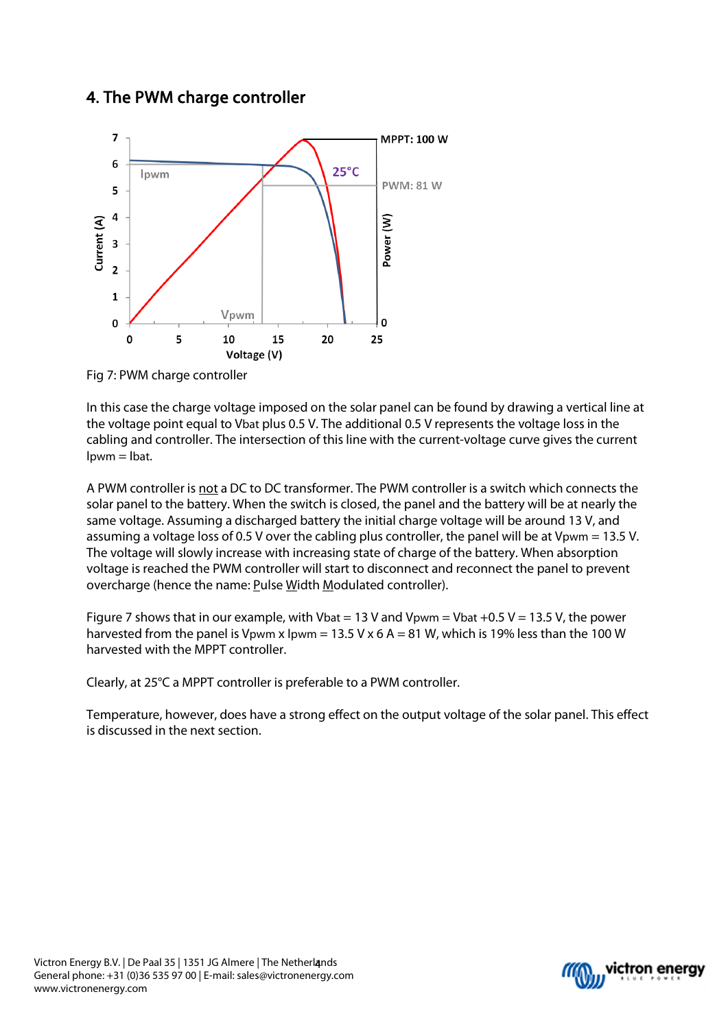## 4. The PWM charge controller

Fig 7: PWM charge controller

In this case the charge voltage imposed on the solar panel can be found by drawing a vertical line at the voltage point equal to Vbat plus 0.5 V. The additional 0.5 V represents the voltage loss in the cabling and controller. The intersection of this line with the current-voltage curve gives the current Ipwm = Ibat.

A PWM controller is not a DC to DC transformer. The PWM controller is a switch which connects the solar panel to the battery. When the switch is closed, the panel and the battery will be at nearly the same voltage. Assuming a discharged battery the initial charge voltage will be around 13 V, and assuming a voltage loss of 0.5 V over the cabling plus controller, the panel will be at Vpwm = 13.5 V. The voltage will slowly increase with increasing state of charge of the battery. When absorption voltage is reached the PWM controller will start to disconnect and reconnect the panel to prevent overcharge (hence the name: Pulse Width Modulated controller).

Figure 7 shows that in our example, with Vbat = 13 V and Vpwm = Vbat +0.5 V = 13.5 V, the power harvested from the panel is Vpwm x Ipwm = 13.5 V x 6 A = 81 W, which is 19% less than the 100 W harvested with the MPPT controller.

Clearly, at 25°C a MPPT controller is preferable to a PWM controller.

Temperature, however, does have a strong effect on the output voltage of the solar panel. This effect is discussed in the next section.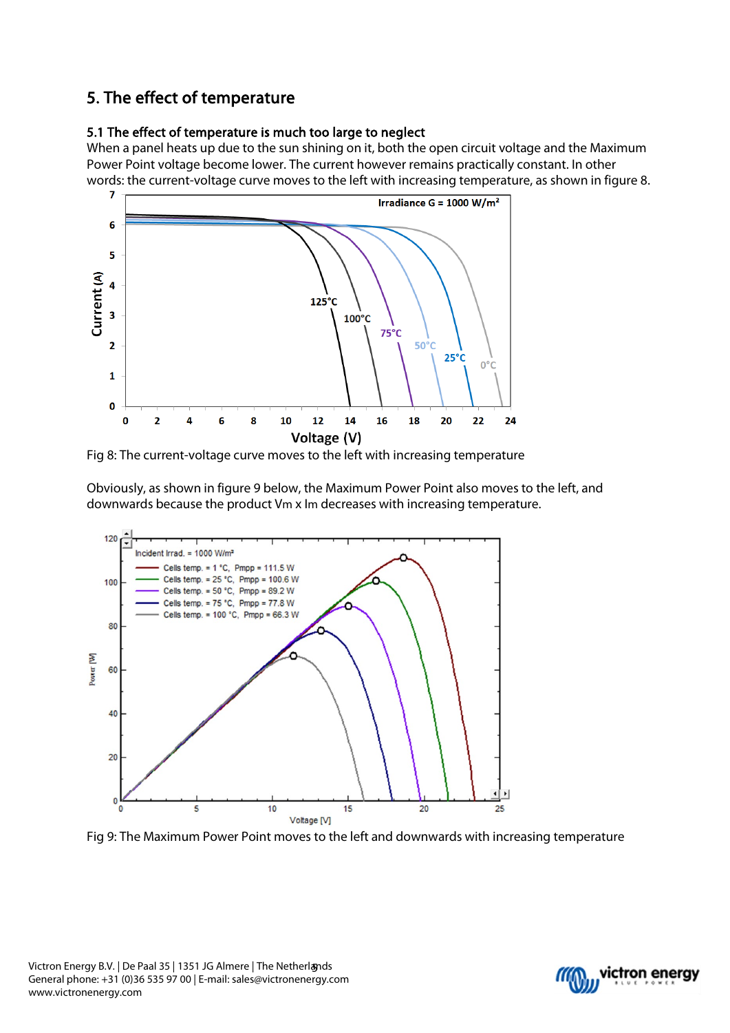## 5. The effect of temperature

### 5.1 The effect of temperature is much too large to neglect

When a panel heats up due to the sun shining on it, both the open circuit voltage and the Maximum Power Point voltage become lower. The current however remains practically constant. In other words: the current-voltage curve moves to the left with increasing temperature, as shown in figure 8.

Fig 8: The current-voltage curve moves to the left with increasing temperature

Obviously, as shown in figure 9 below, the Maximum Power Point also moves to the left, and downwards because the product Vm x Im decreases with increasing temperature.

Fig 9: The Maximum Power Point moves to the left and downwards with increasing temperature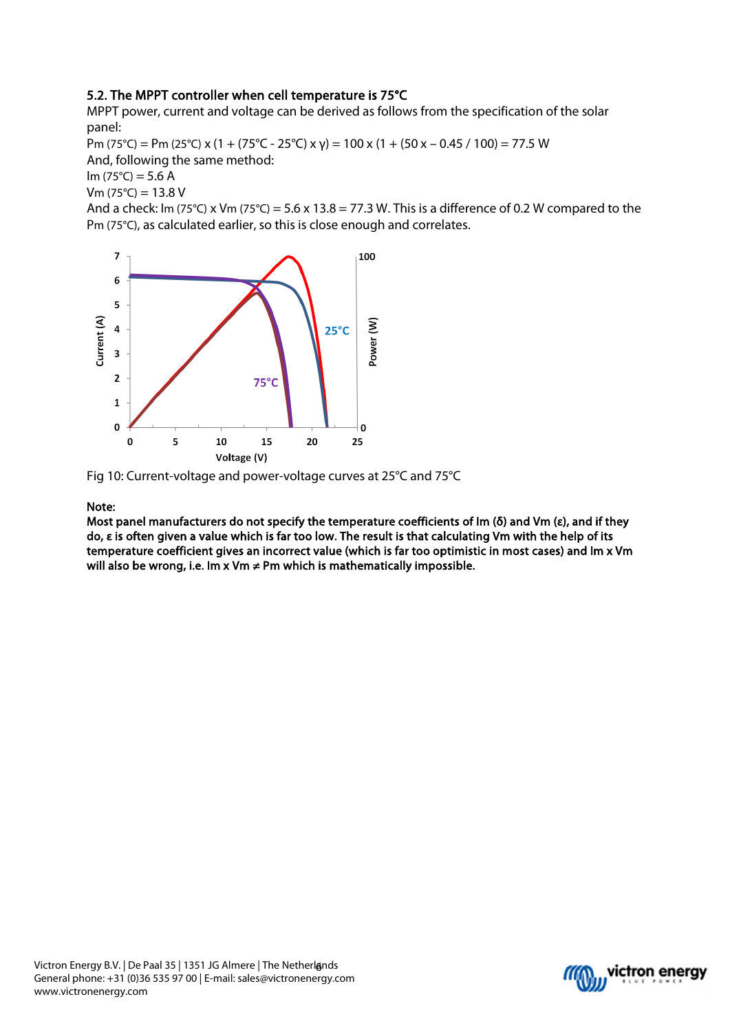### 5.2. The MPPT controller when cell temperature is 75°C

MPPT power, current and voltage can be derived as follows from the specification of the solar panel:

$P_m$ (75°C) = $P_m$ (25°C) x (1 + (75°C - 25°C) x γ) = 100 x (1 + (50 x – 0.45 / 100) = 77.5 W

And, following the same method:

$I_m$ (75°C) = 5.6 A

$V_m$ (75°C) = 13.8 V

And a check: $I_m$ (75°C) x $V_m$ (75°C) = 5.6 x 13.8 = 77.3 W. This is a difference of 0.2 W compared to the $P_m$ (75°C), as calculated earlier, so this is close enough and correlates.

Fig 10: Current-voltage and power-voltage curves at 25°C and 75°C

**Note:**
**Most panel manufacturers do not specify the temperature coefficients of Im (δ) and Vm (ε), and if they do, ε is often given a value which is far too low. The result is that calculating Vm with the help of its temperature coefficient gives an incorrect value (which is far too optimistic in most cases) and Im x Vm will also be wrong, i.e. Im x Vm ≠ Pm which is mathematically impossible.**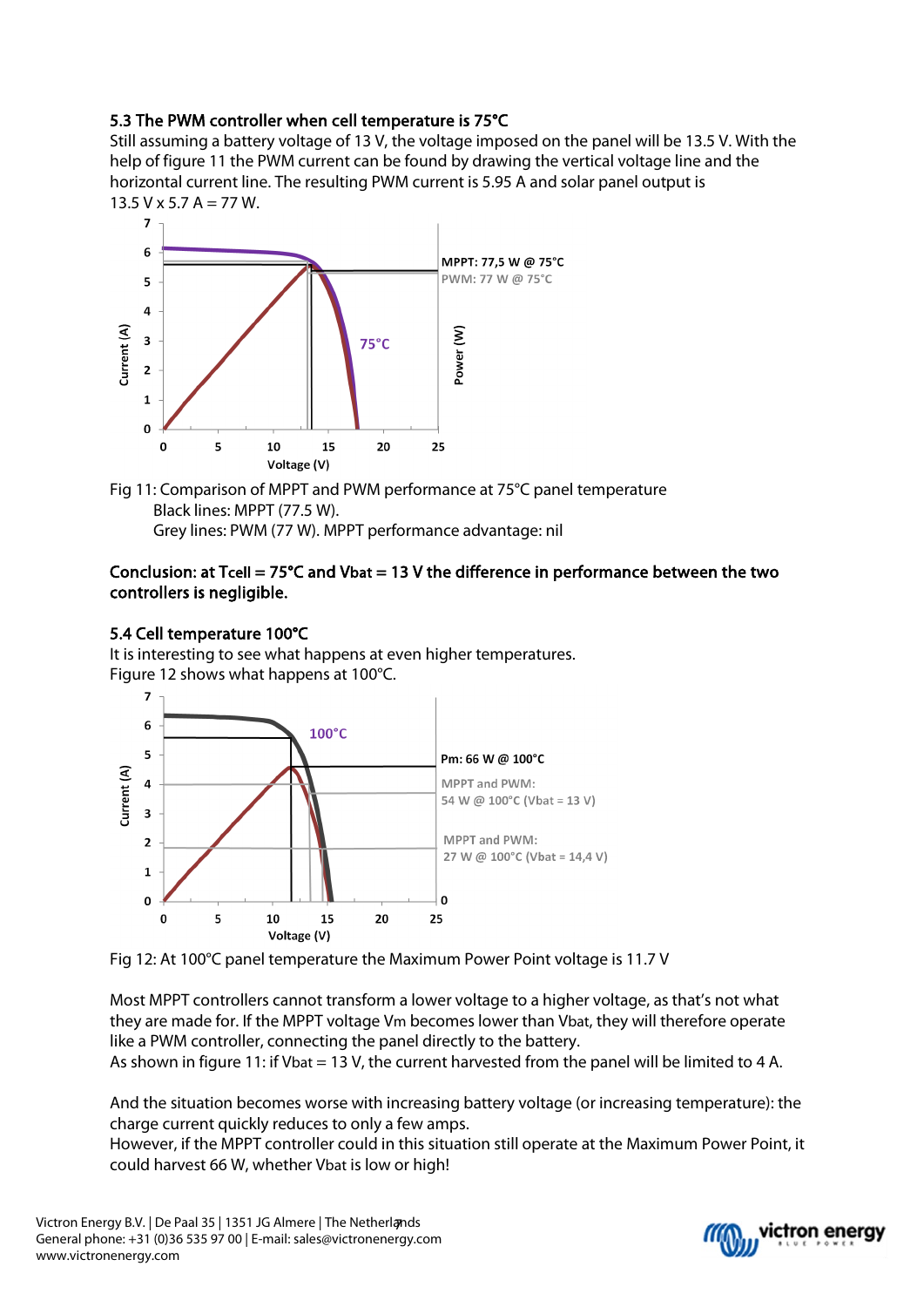### 5.3 The PWM controller when cell temperature is 75°C

Still assuming a battery voltage of 13 V, the voltage imposed on the panel will be 13.5 V. With the help of figure 11 the PWM current can be found by drawing the vertical voltage line and the horizontal current line. The resulting PWM current is 5.95 A and solar panel output is 13.5 V x 5.7 A = 77 W.

Fig 11: Comparison of MPPT and PWM performance at 75°C panel temperature
Black lines: MPPT (77.5 W).
Grey lines: PWM (77 W). MPPT performance advantage: nil

**Conclusion: at Tcell = 75°C and Vbat = 13 V the difference in performance between the two controllers is negligible.**

### 5.4 Cell temperature 100°C

It is interesting to see what happens at even higher temperatures.
Figure 12 shows what happens at 100°C.

Fig 12: At 100°C panel temperature the Maximum Power Point voltage is 11.7 V

Most MPPT controllers cannot transform a lower voltage to a higher voltage, as that's not what they are made for. If the MPPT voltage Vm becomes lower than Vbat, they will therefore operate like a PWM controller, connecting the panel directly to the battery.
As shown in figure 11: if Vbat = 13 V, the current harvested from the panel will be limited to 4 A.

And the situation becomes worse with increasing battery voltage (or increasing temperature): the charge current quickly reduces to only a few amps.
However, if the MPPT controller could in this situation still operate at the Maximum Power Point, it could harvest 66 W, whether Vbat is low or high!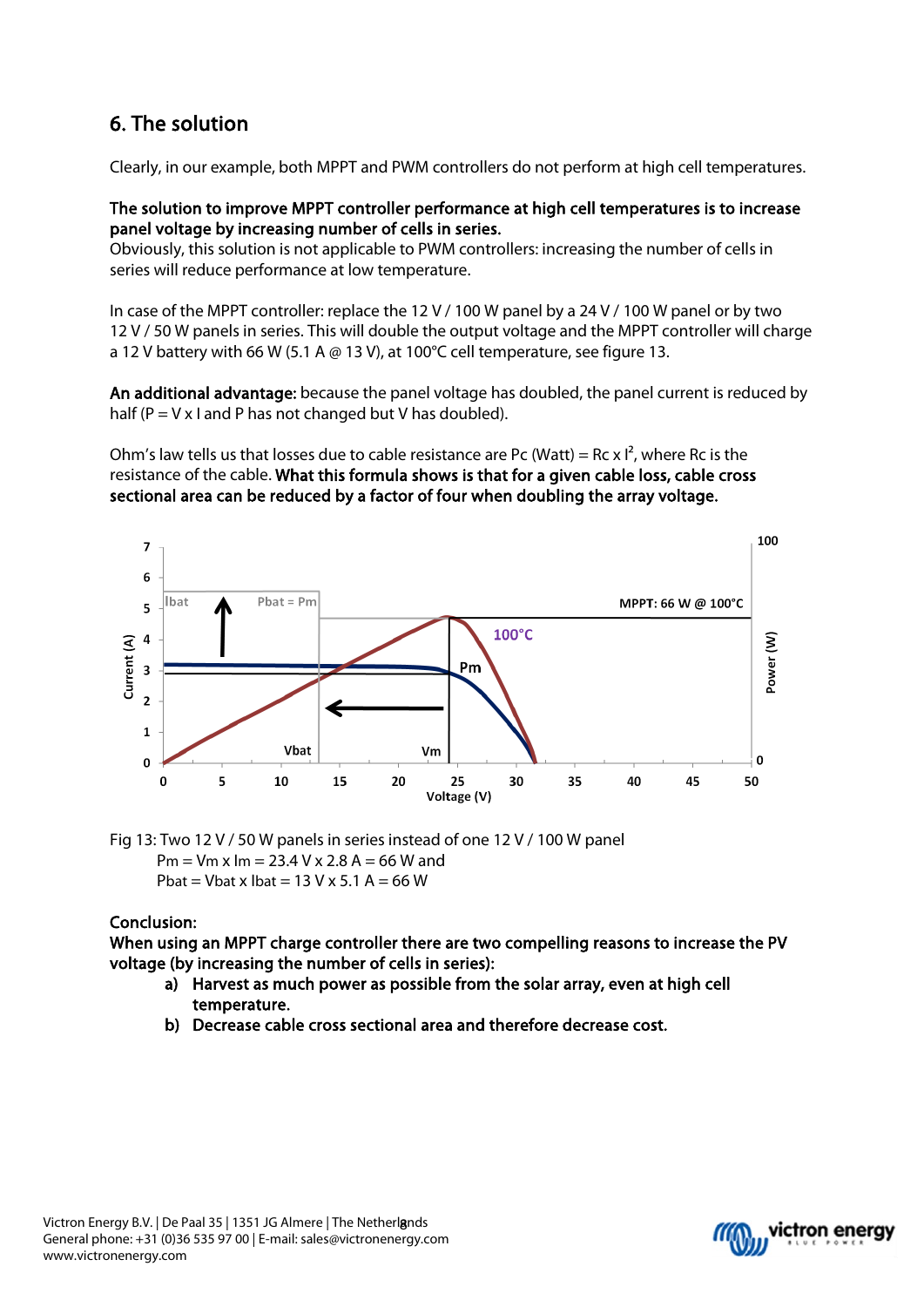## 6. The solution

Clearly, in our example, both MPPT and PWM controllers do not perform at high cell temperatures.

**The solution to improve MPPT controller performance at high cell temperatures is to increase panel voltage by increasing number of cells in series.**
Obviously, this solution is not applicable to PWM controllers: increasing the number of cells in series will reduce performance at low temperature.

In case of the MPPT controller: replace the 12 V / 100 W panel by a 24 V / 100 W panel or by two 12 V / 50 W panels in series. This will double the output voltage and the MPPT controller will charge a 12 V battery with 66 W (5.1 A @ 13 V), at 100°C cell temperature, see figure 13.

**An additional advantage:** because the panel voltage has doubled, the panel current is reduced by half (P = V x I and P has not changed but V has doubled).

Ohm's law tells us that losses due to cable resistance are Pc (Watt) = Rc x $I^2$, where Rc is the resistance of the cable. **What this formula shows is that for a given cable loss, cable cross sectional area can be reduced by a factor of four when doubling the array voltage.**

Fig 13: Two 12 V / 50 W panels in series instead of one 12 V / 100 W panel
Pm = Vm x Im = 23.4 V x 2.8 A = 66 W and
Pbat = Vbat x Ibat = 13 V x 5.1 A = 66 W

**Conclusion:**
**When using an MPPT charge controller there are two compelling reasons to increase the PV voltage (by increasing the number of cells in series):**

a) **Harvest as much power as possible from the solar array, even at high cell temperature.**
b) **Decrease cable cross sectional area and therefore decrease cost.**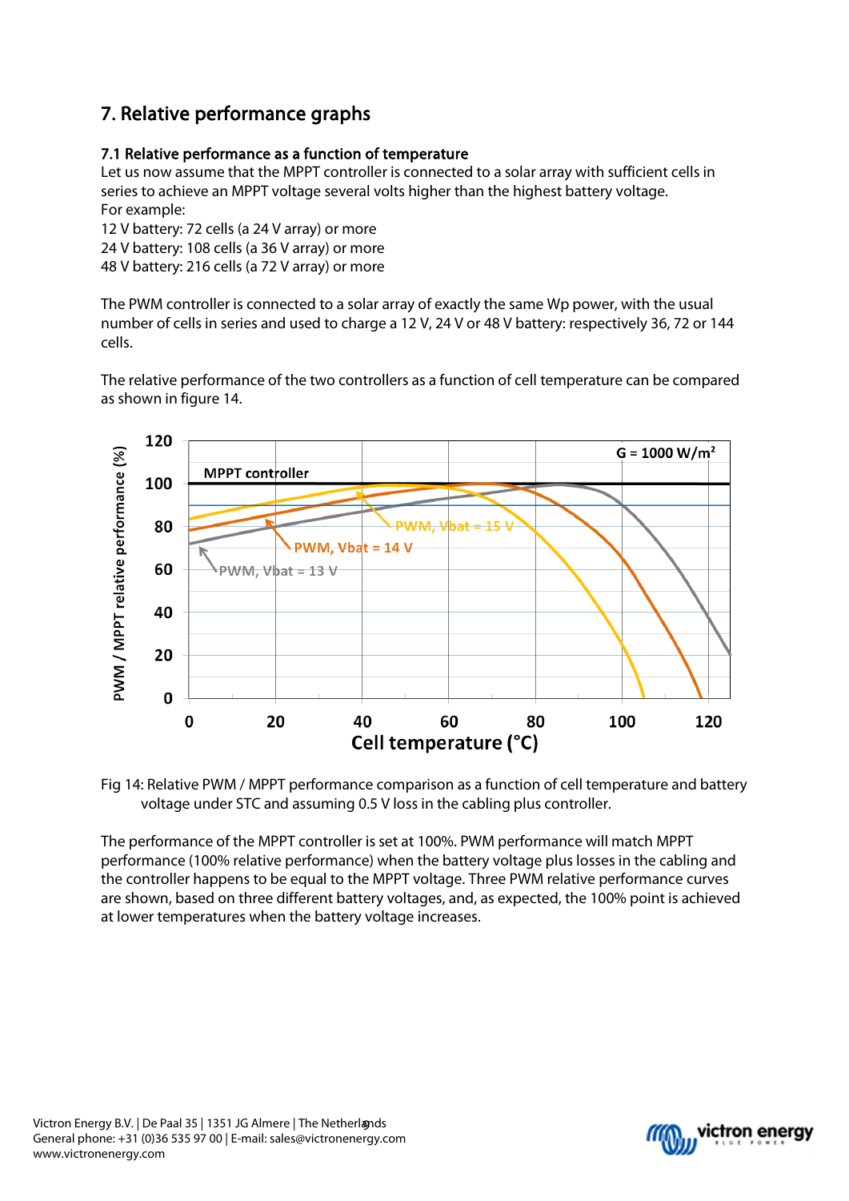## 7. Relative performance graphs

### 7.1 Relative performance as a function of temperature

Let us now assume that the MPPT controller is connected to a solar array with sufficient cells in series to achieve an MPPT voltage several volts higher than the highest battery voltage.
For example:
12 V battery: 72 cells (a 24 V array) or more
24 V battery: 108 cells (a 36 V array) or more
48 V battery: 216 cells (a 72 V array) or more

The PWM controller is connected to a solar array of exactly the same Wp power, with the usual number of cells in series and used to charge a 12 V, 24 V or 48 V battery: respectively 36, 72 or 144 cells.

The relative performance of the two controllers as a function of cell temperature can be compared as shown in figure 14.

Fig 14: Relative PWM / MPPT performance comparison as a function of cell temperature and battery voltage under STC and assuming 0.5 V loss in the cabling plus controller.

The performance of the MPPT controller is set at 100%. PWM performance will match MPPT performance (100% relative performance) when the battery voltage plus losses in the cabling and the controller happens to be equal to the MPPT voltage. Three PWM relative performance curves are shown, based on three different battery voltages, and, as expected, the 100% point is achieved at lower temperatures when the battery voltage increases.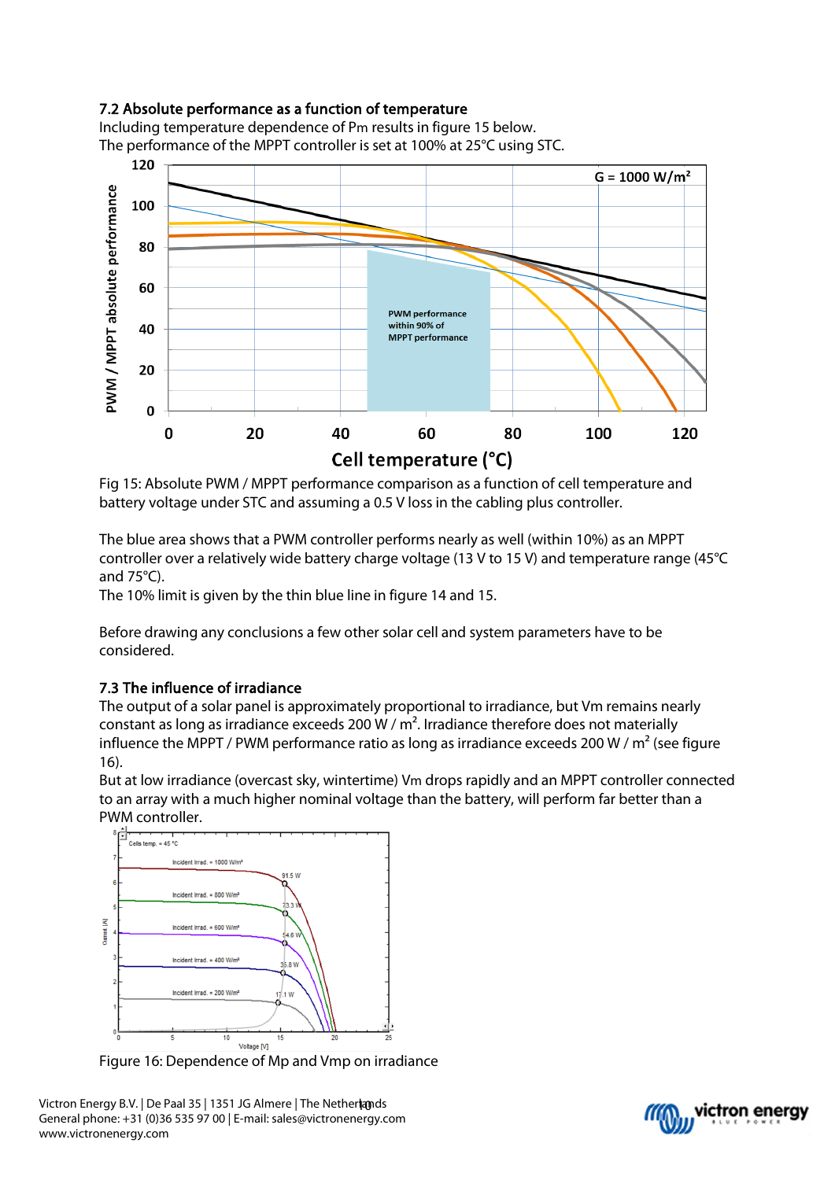### 7.2 Absolute performance as a function of temperature

Including temperature dependence of Pm results in figure 15 below.
The performance of the MPPT controller is set at 100% at 25°C using STC.

Fig 15: Absolute PWM / MPPT performance comparison as a function of cell temperature and battery voltage under STC and assuming a 0.5 V loss in the cabling plus controller.

The blue area shows that a PWM controller performs nearly as well (within 10%) as an MPPT controller over a relatively wide battery charge voltage (13 V to 15 V) and temperature range (45°C and 75°C).
The 10% limit is given by the thin blue line in figure 14 and 15.

Before drawing any conclusions a few other solar cell and system parameters have to be considered.

### 7.3 The influence of irradiance

The output of a solar panel is approximately proportional to irradiance, but Vm remains nearly constant as long as irradiance exceeds 200 W / m². Irradiance therefore does not materially influence the MPPT / PWM performance ratio as long as irradiance exceeds 200 W / m² (see figure 16).
But at low irradiance (overcast sky, wintertime) Vm drops rapidly and an MPPT controller connected to an array with a much higher nominal voltage than the battery, will perform far better than a PWM controller.

Figure 16: Dependence of Mp and Vmp on irradiance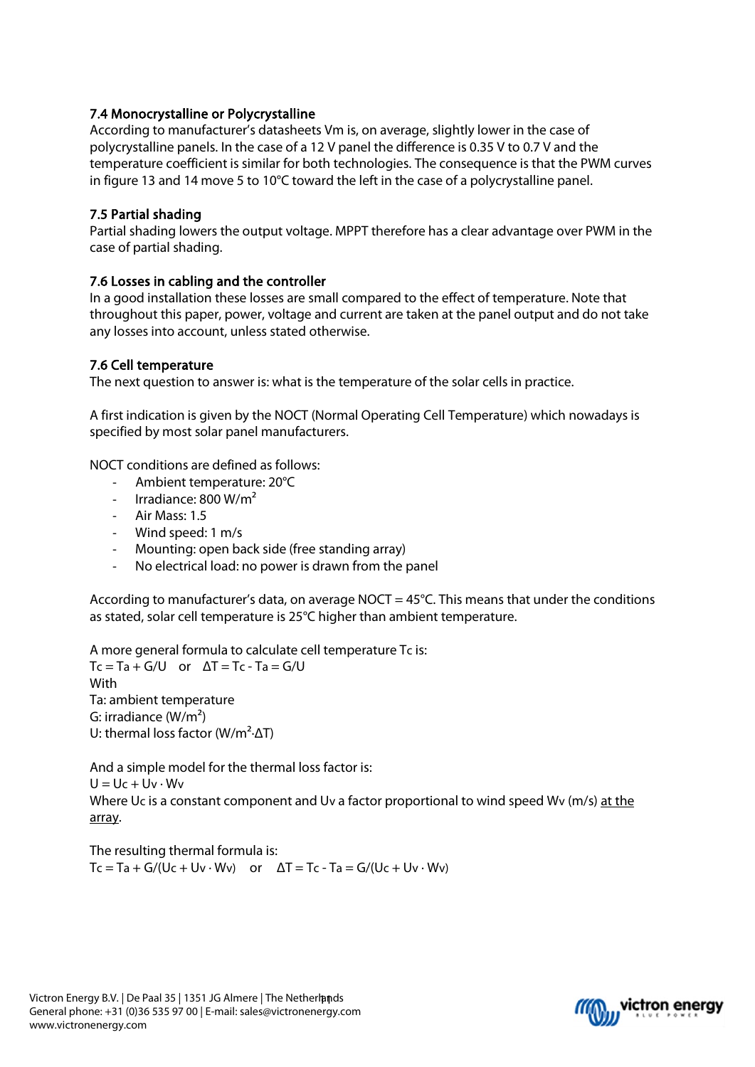### 7.4 Monocrystalline or Polycrystalline

According to manufacturer's datasheets Vm is, on average, slightly lower in the case of polycrystalline panels. In the case of a 12 V panel the difference is 0.35 V to 0.7 V and the temperature coefficient is similar for both technologies. The consequence is that the PWM curves in figure 13 and 14 move 5 to 10°C toward the left in the case of a polycrystalline panel.

### 7.5 Partial shading

Partial shading lowers the output voltage. MPPT therefore has a clear advantage over PWM in the case of partial shading.

### 7.6 Losses in cabling and the controller

In a good installation these losses are small compared to the effect of temperature. Note that throughout this paper, power, voltage and current are taken at the panel output and do not take any losses into account, unless stated otherwise.

### 7.6 Cell temperature

The next question to answer is: what is the temperature of the solar cells in practice.

A first indication is given by the NOCT (Normal Operating Cell Temperature) which nowadays is specified by most solar panel manufacturers.

NOCT conditions are defined as follows:

- Ambient temperature: 20°C
- Irradiance: 800 W/m²
- Air Mass: 1.5
- Wind speed: 1 m/s
- Mounting: open back side (free standing array)
- No electrical load: no power is drawn from the panel

According to manufacturer's data, on average NOCT = 45°C. This means that under the conditions as stated, solar cell temperature is 25°C higher than ambient temperature.

A more general formula to calculate cell temperature $T_c$ is:

$T_c = T_a + G/U$ or $\Delta T = T_c - T_a = G/U$

With

$T_a$: ambient temperature

G: irradiance (W/m²)

U: thermal loss factor (W/m²·ΔT)

And a simple model for the thermal loss factor is:

$U = U_c + U_v \cdot W_v$

Where $U_c$ is a constant component and $U_v$ a factor proportional to wind speed $W_v$ (m/s) <u>at the array</u>.

The resulting thermal formula is:

$T_c = T_a + G/(U_c + U_v \cdot W_v)$ or $\Delta T = T_c - T_a = G/(U_c + U_v \cdot W_v)$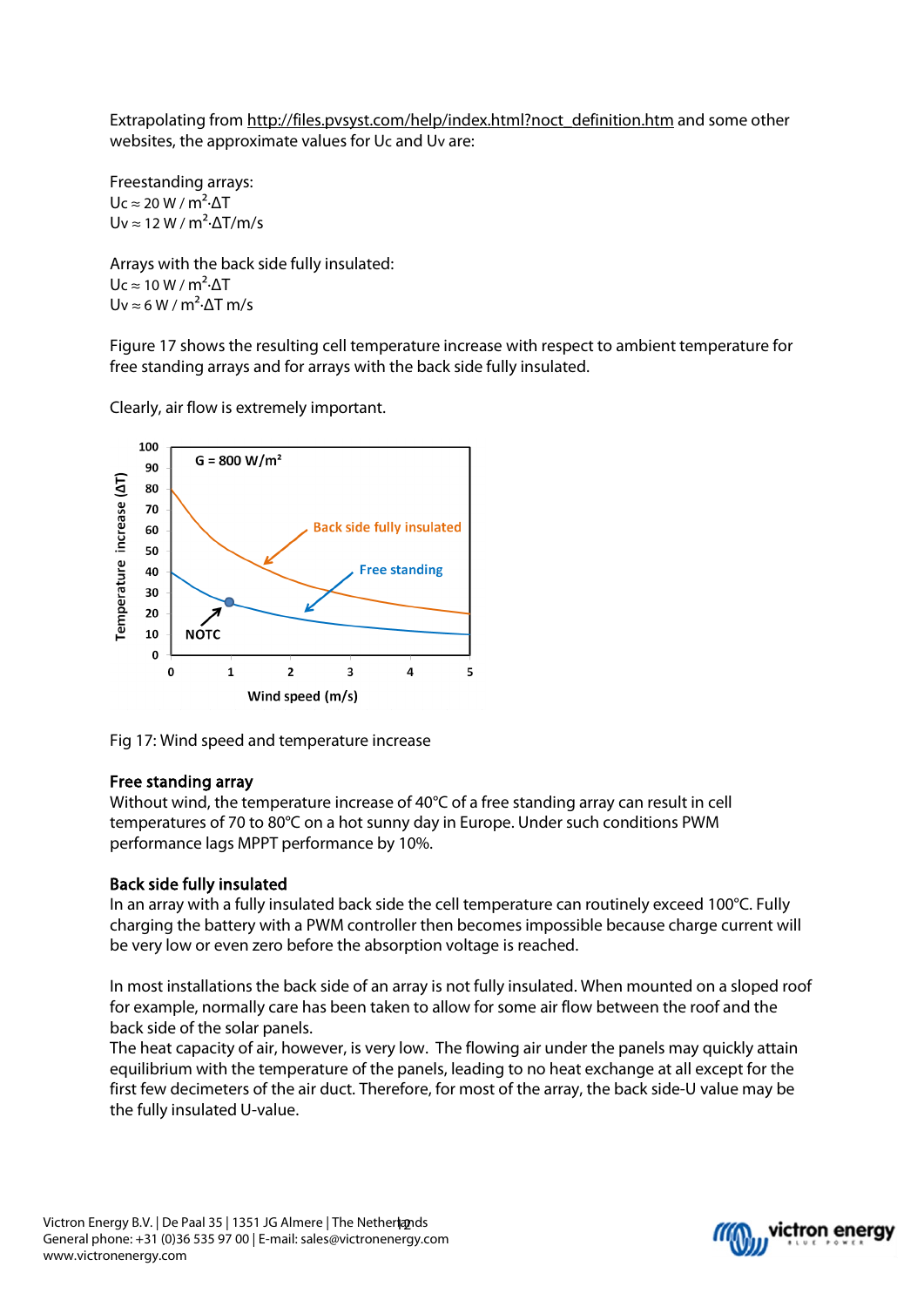Extrapolating from http://files.pvsyst.com/help/index.html?noct_definition.htm and some other websites, the approximate values for Uc and Uv are:

Freestanding arrays:
$Uc \approx 20\ W / m^2 \cdot \Delta T$
$Uv \approx 12\ W / m^2 \cdot \Delta T / m/s$

Arrays with the back side fully insulated:
$Uc \approx 10\ W / m^2 \cdot \Delta T$
$Uv \approx 6\ W / m^2 \cdot \Delta T\ m/s$

Figure 17 shows the resulting cell temperature increase with respect to ambient temperature for free standing arrays and for arrays with the back side fully insulated.

Clearly, air flow is extremely important.

Fig 17: Wind speed and temperature increase

### Free standing array

Without wind, the temperature increase of 40°C of a free standing array can result in cell temperatures of 70 to 80°C on a hot sunny day in Europe. Under such conditions PWM performance lags MPPT performance by 10%.

### Back side fully insulated

In an array with a fully insulated back side the cell temperature can routinely exceed 100°C. Fully charging the battery with a PWM controller then becomes impossible because charge current will be very low or even zero before the absorption voltage is reached.

In most installations the back side of an array is not fully insulated. When mounted on a sloped roof for example, normally care has been taken to allow for some air flow between the roof and the back side of the solar panels.
The heat capacity of air, however, is very low. The flowing air under the panels may quickly attain equilibrium with the temperature of the panels, leading to no heat exchange at all except for the first few decimeters of the air duct. Therefore, for most of the array, the back side-U value may be the fully insulated U-value.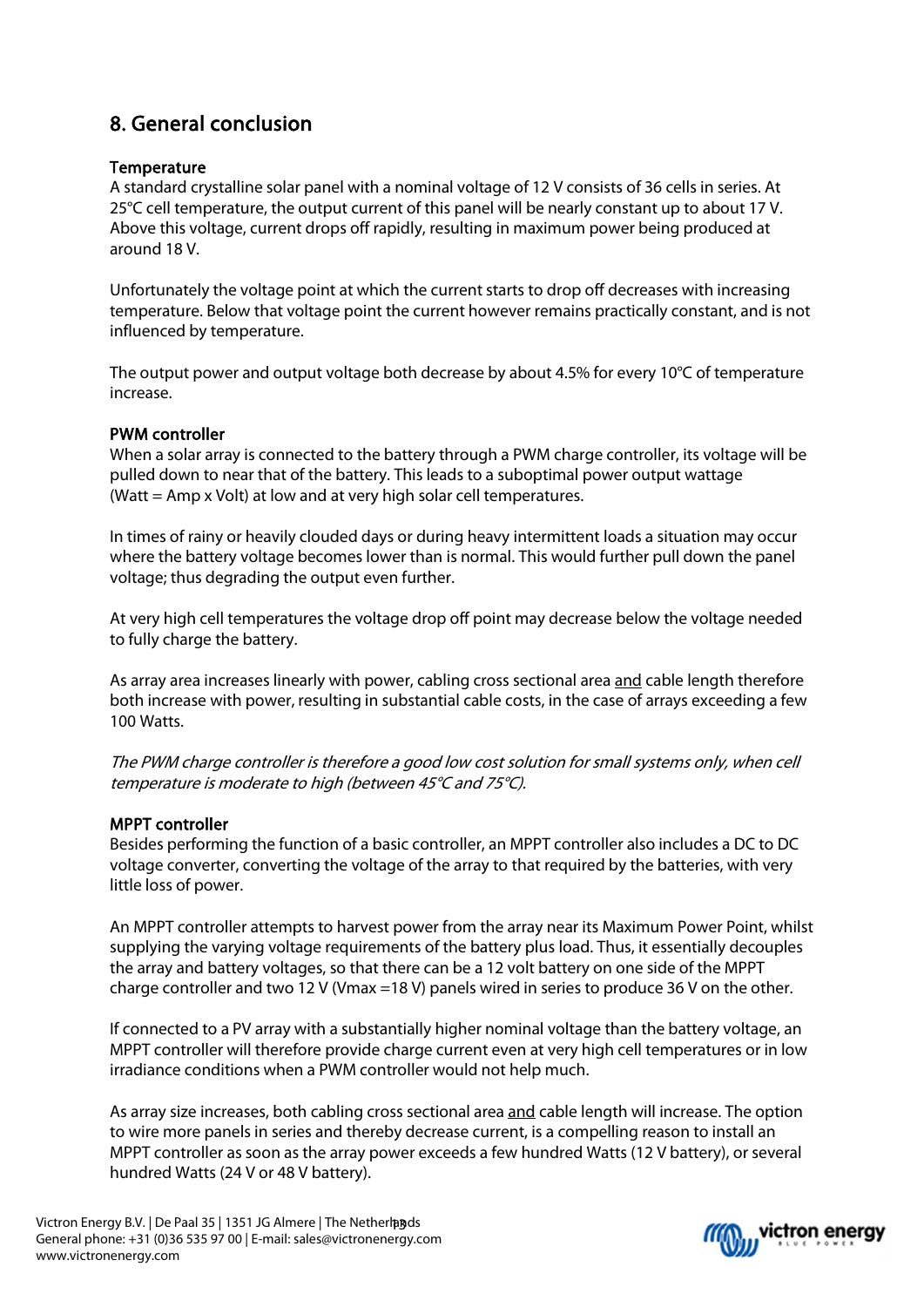# 8. General conclusion

### Temperature

A standard crystalline solar panel with a nominal voltage of 12 V consists of 36 cells in series. At 25°C cell temperature, the output current of this panel will be nearly constant up to about 17 V. Above this voltage, current drops off rapidly, resulting in maximum power being produced at around 18 V.

Unfortunately the voltage point at which the current starts to drop off decreases with increasing temperature. Below that voltage point the current however remains practically constant, and is not influenced by temperature.

The output power and output voltage both decrease by about 4.5% for every 10°C of temperature increase.

### PWM controller

When a solar array is connected to the battery through a PWM charge controller, its voltage will be pulled down to near that of the battery. This leads to a suboptimal power output wattage (Watt = Amp x Volt) at low and at very high solar cell temperatures.

In times of rainy or heavily clouded days or during heavy intermittent loads a situation may occur where the battery voltage becomes lower than is normal. This would further pull down the panel voltage; thus degrading the output even further.

At very high cell temperatures the voltage drop off point may decrease below the voltage needed to fully charge the battery.

As array area increases linearly with power, cabling cross sectional area <u>and</u> cable length therefore both increase with power, resulting in substantial cable costs, in the case of arrays exceeding a few 100 Watts.

*The PWM charge controller is therefore a good low cost solution for small systems only, when cell temperature is moderate to high (between 45°C and 75°C).*

### MPPT controller

Besides performing the function of a basic controller, an MPPT controller also includes a DC to DC voltage converter, converting the voltage of the array to that required by the batteries, with very little loss of power.

An MPPT controller attempts to harvest power from the array near its Maximum Power Point, whilst supplying the varying voltage requirements of the battery plus load. Thus, it essentially decouples the array and battery voltages, so that there can be a 12 volt battery on one side of the MPPT charge controller and two 12 V (Vmax =18 V) panels wired in series to produce 36 V on the other.

If connected to a PV array with a substantially higher nominal voltage than the battery voltage, an MPPT controller will therefore provide charge current even at very high cell temperatures or in low irradiance conditions when a PWM controller would not help much.

As array size increases, both cabling cross sectional area <u>and</u> cable length will increase. The option to wire more panels in series and thereby decrease current, is a compelling reason to install an MPPT controller as soon as the array power exceeds a few hundred Watts (12 V battery), or several hundred Watts (24 V or 48 V battery).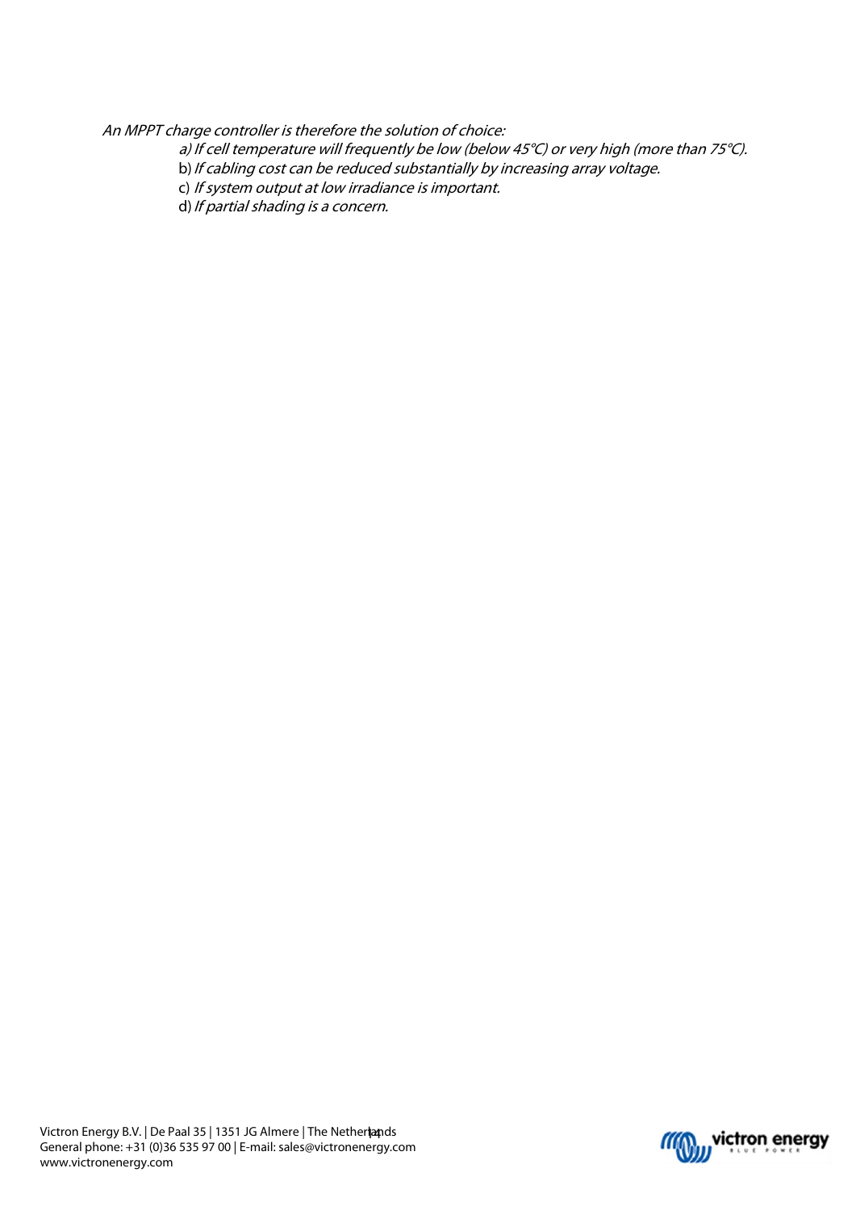*An MPPT charge controller is therefore the solution of choice:*

*a) If cell temperature will frequently be low (below 45°C) or very high (more than 75°C).*

b) *If cabling cost can be reduced substantially by increasing array voltage.*

c) *If system output at low irradiance is important.*

d) *If partial shading is a concern.*